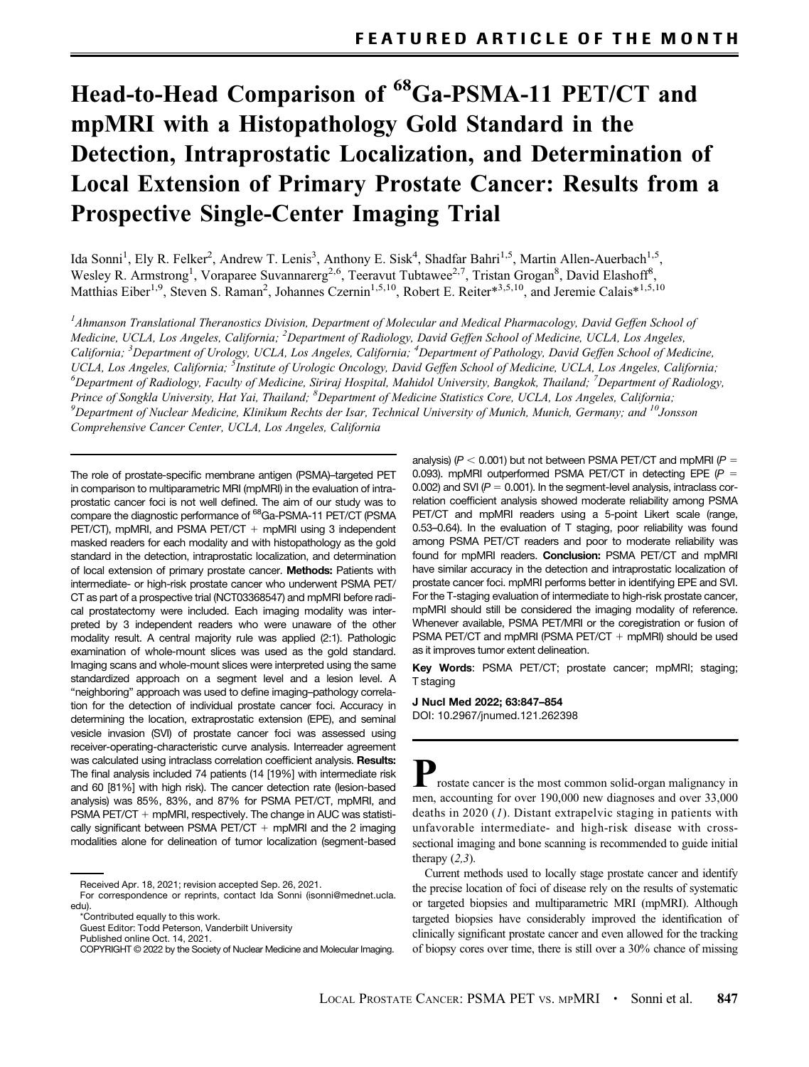FEATURED ARTICLE OF THE MONTH

# Head-to-Head Comparison of $^{68}$Ga-PSMA-11 PET/CT and mpMRI with a Histopathology Gold Standard in the Detection, Intraprostatic Localization, and Determination of Local Extension of Primary Prostate Cancer: Results from a Prospective Single-Center Imaging Trial

Ida Sonni[1], Ely R. Felker[2], Andrew T. Lenis[3], Anthony E. Sisk[4], Shadfar Bahri[1,5], Martin Allen-Auerbach[1,5], Wesley R. Armstrong[1], Voraparee Suvannarerg[2,6], Teeravut Tubtawee[2,7], Tristan Grogan[8], David Elashoff[8], Matthias Eiber[1,9], Steven S. Raman[2], Johannes Czernin[1,5,10], Robert E. Reiter*[3,5,10], and Jeremie Calais*[1,5,10]

[1]Ahmanson Translational Theranostics Division, Department of Molecular and Medical Pharmacology, David Geffen School of Medicine, UCLA, Los Angeles, California; [2]Department of Radiology, David Geffen School of Medicine, UCLA, Los Angeles, California; [3]Department of Urology, UCLA, Los Angeles, California; [4]Department of Pathology, David Geffen School of Medicine, UCLA, Los Angeles, California; [5]Institute of Urologic Oncology, David Geffen School of Medicine, UCLA, Los Angeles, California; [6]Department of Radiology, Faculty of Medicine, Siriraj Hospital, Mahidol University, Bangkok, Thailand; [7]Department of Radiology, Prince of Songkla University, Hat Yai, Thailand; [8]Department of Medicine Statistics Core, UCLA, Los Angeles, California; [9]Department of Nuclear Medicine, Klinikum Rechts der Isar, Technical University of Munich, Munich, Germany; and [10]Jonsson Comprehensive Cancer Center, UCLA, Los Angeles, California

The role of prostate-specific membrane antigen (PSMA)–targeted PET in comparison to multiparametric MRI (mpMRI) in the evaluation of intraprostatic cancer foci is not well defined. The aim of our study was to compare the diagnostic performance of $^{68}$Ga-PSMA-11 PET/CT (PSMA PET/CT), mpMRI, and PSMA PET/CT + mpMRI using 3 independent masked readers for each modality and with histopathology as the gold standard in the detection, intraprostatic localization, and determination of local extension of primary prostate cancer. **Methods:** Patients with intermediate- or high-risk prostate cancer who underwent PSMA PET/CT as part of a prospective trial (NCT03368547) and mpMRI before radical prostatectomy were included. Each imaging modality was interpreted by 3 independent readers who were unaware of the other modality result. A central majority rule was applied (2:1). Pathologic examination of whole-mount slices was used as the gold standard. Imaging scans and whole-mount slices were interpreted using the same standardized approach on a segment level and a lesion level. A "neighboring" approach was used to define imaging–pathology correlation for the detection of individual prostate cancer foci. Accuracy in determining the location, extraprostatic extension (EPE), and seminal vesicle invasion (SVI) of prostate cancer foci was assessed using receiver-operating-characteristic curve analysis. Interreader agreement was calculated using intraclass correlation coefficient analysis. **Results:** The final analysis included 74 patients (14 [19%] with intermediate risk and 60 [81%] with high risk). The cancer detection rate (lesion-based analysis) was 85%, 83%, and 87% for PSMA PET/CT, mpMRI, and PSMA PET/CT + mpMRI, respectively. The change in AUC was statistically significant between PSMA PET/CT + mpMRI and the 2 imaging modalities alone for delineation of tumor localization (segment-based analysis) ($P < 0.001$) but not between PSMA PET/CT and mpMRI ($P = 0.093$). mpMRI outperformed PSMA PET/CT in detecting EPE ($P = 0.002$) and SVI ($P = 0.001$). In the segment-level analysis, intraclass correlation coefficient analysis showed moderate reliability among PSMA PET/CT and mpMRI readers using a 5-point Likert scale (range, 0.53–0.64). In the evaluation of T staging, poor reliability was found among PSMA PET/CT readers and poor to moderate reliability was found for mpMRI readers. **Conclusion:** PSMA PET/CT and mpMRI have similar accuracy in the detection and intraprostatic localization of prostate cancer foci. mpMRI performs better in identifying EPE and SVI. For the T-staging evaluation of intermediate to high-risk prostate cancer, mpMRI should still be considered the imaging modality of reference. Whenever available, PSMA PET/MRI or the coregistration or fusion of PSMA PET/CT and mpMRI (PSMA PET/CT + mpMRI) should be used as it improves tumor extent delineation.

**Key Words**: PSMA PET/CT; prostate cancer; mpMRI; staging; T staging

**J Nucl Med 2022; 63:847–854**
DOI: 10.2967/jnumed.121.262398

Received Apr. 18, 2021; revision accepted Sep. 26, 2021.
For correspondence or reprints, contact Ida Sonni (isonni@mednet.ucla.edu).
*Contributed equally to this work.
Guest Editor: Todd Peterson, Vanderbilt University
Published online Oct. 14, 2021.
COPYRIGHT © 2022 by the Society of Nuclear Medicine and Molecular Imaging.

Prostate cancer is the most common solid-organ malignancy in men, accounting for over 190,000 new diagnoses and over 33,000 deaths in 2020 (*1*). Distant extrapelvic staging in patients with unfavorable intermediate- and high-risk disease with cross-sectional imaging and bone scanning is recommended to guide initial therapy (*2,3*).

Current methods used to locally stage prostate cancer and identify the precise location of foci of disease rely on the results of systematic or targeted biopsies and multiparametric MRI (mpMRI). Although targeted biopsies have considerably improved the identification of clinically significant prostate cancer and even allowed for the tracking of biopsy cores over time, there is still over a 30% chance of missing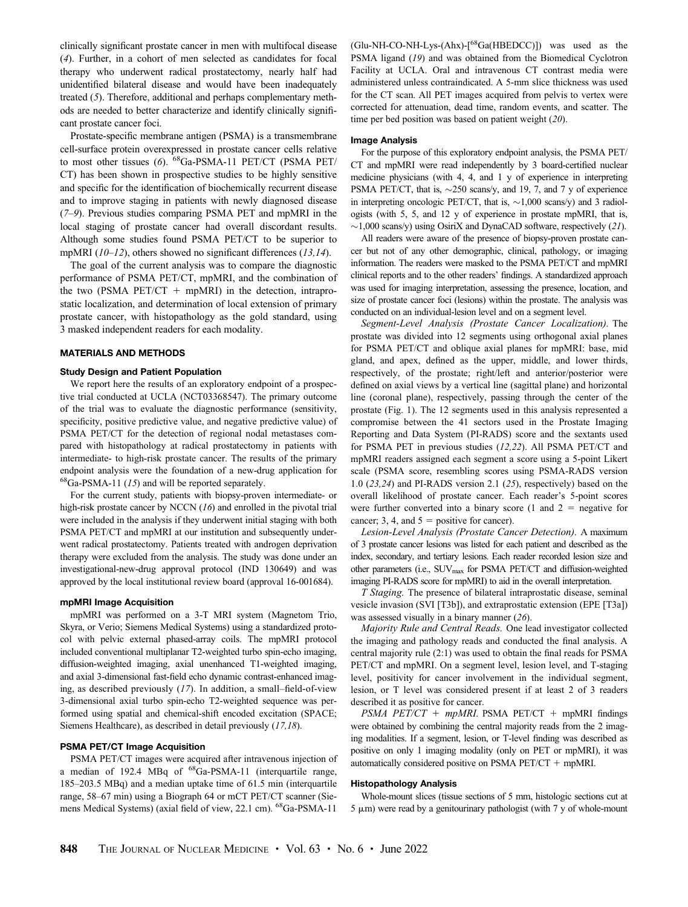clinically significant prostate cancer in men with multifocal disease (4). Further, in a cohort of men selected as candidates for focal therapy who underwent radical prostatectomy, nearly half had unidentified bilateral disease and would have been inadequately treated (5). Therefore, additional and perhaps complementary methods are needed to better characterize and identify clinically significant prostate cancer foci.

Prostate-specific membrane antigen (PSMA) is a transmembrane cell-surface protein overexpressed in prostate cancer cells relative to most other tissues (6). $^{68}$Ga-PSMA-11 PET/CT (PSMA PET/CT) has been shown in prospective studies to be highly sensitive and specific for the identification of biochemically recurrent disease and to improve staging in patients with newly diagnosed disease (7–9). Previous studies comparing PSMA PET and mpMRI in the local staging of prostate cancer had overall discordant results. Although some studies found PSMA PET/CT to be superior to mpMRI (10–12), others showed no significant differences (13,14).

The goal of the current analysis was to compare the diagnostic performance of PSMA PET/CT, mpMRI, and the combination of the two (PSMA PET/CT + mpMRI) in the detection, intraprostatic localization, and determination of local extension of primary prostate cancer, with histopathology as the gold standard, using 3 masked independent readers for each modality.

## MATERIALS AND METHODS

### Study Design and Patient Population

We report here the results of an exploratory endpoint of a prospective trial conducted at UCLA (NCT03368547). The primary outcome of the trial was to evaluate the diagnostic performance (sensitivity, specificity, positive predictive value, and negative predictive value) of PSMA PET/CT for the detection of regional nodal metastases compared with histopathology at radical prostatectomy in patients with intermediate- to high-risk prostate cancer. The results of the primary endpoint analysis were the foundation of a new-drug application for $^{68}$Ga-PSMA-11 (15) and will be reported separately.

For the current study, patients with biopsy-proven intermediate- or high-risk prostate cancer by NCCN (16) and enrolled in the pivotal trial were included in the analysis if they underwent initial staging with both PSMA PET/CT and mpMRI at our institution and subsequently underwent radical prostatectomy. Patients treated with androgen deprivation therapy were excluded from the analysis. The study was done under an investigational-new-drug approval protocol (IND 130649) and was approved by the local institutional review board (approval 16-001684).

### mpMRI Image Acquisition

mpMRI was performed on a 3-T MRI system (Magnetom Trio, Skyra, or Verio; Siemens Medical Systems) using a standardized protocol with pelvic external phased-array coils. The mpMRI protocol included conventional multiplanar T2-weighted turbo spin-echo imaging, diffusion-weighted imaging, axial unenhanced T1-weighted imaging, and axial 3-dimensional fast-field echo dynamic contrast-enhanced imaging, as described previously (17). In addition, a small–field-of-view 3-dimensional axial turbo spin-echo T2-weighted sequence was performed using spatial and chemical-shift encoded excitation (SPACE; Siemens Healthcare), as described in detail previously (17,18).

### PSMA PET/CT Image Acquisition

PSMA PET/CT images were acquired after intravenous injection of a median of 192.4 MBq of $^{68}$Ga-PSMA-11 (interquartile range, 185–203.5 MBq) and a median uptake time of 61.5 min (interquartile range, 58–67 min) using a Biograph 64 or mCT PET/CT scanner (Siemens Medical Systems) (axial field of view, 22.1 cm). $^{68}$Ga-PSMA-11 (Glu-NH-CO-NH-Lys-(Ahx)-[$^{68}$Ga(HBEDCC)]) was used as the PSMA ligand (19) and was obtained from the Biomedical Cyclotron Facility at UCLA. Oral and intravenous CT contrast media were administered unless contraindicated. A 5-mm slice thickness was used for the CT scan. All PET images acquired from pelvis to vertex were corrected for attenuation, dead time, random events, and scatter. The time per bed position was based on patient weight (20).

### Image Analysis

For the purpose of this exploratory endpoint analysis, the PSMA PET/CT and mpMRI were read independently by 3 board-certified nuclear medicine physicians (with 4, 4, and 1 y of experience in interpreting PSMA PET/CT, that is, ~250 scans/y, and 19, 7, and 7 y of experience in interpreting oncologic PET/CT, that is, ~1,000 scans/y) and 3 radiologists (with 5, 5, and 12 y of experience in prostate mpMRI, that is, ~1,000 scans/y) using OsiriX and DynaCAD software, respectively (21).

All readers were aware of the presence of biopsy-proven prostate cancer but not of any other demographic, clinical, pathology, or imaging information. The readers were masked to the PSMA PET/CT and mpMRI clinical reports and to the other readers' findings. A standardized approach was used for imaging interpretation, assessing the presence, location, and size of prostate cancer foci (lesions) within the prostate. The analysis was conducted on an individual-lesion level and on a segment level.

*Segment-Level Analysis (Prostate Cancer Localization).* The prostate was divided into 12 segments using orthogonal axial planes for PSMA PET/CT and oblique axial planes for mpMRI: base, mid gland, and apex, defined as the upper, middle, and lower thirds, respectively, of the prostate; right/left and anterior/posterior were defined on axial views by a vertical line (sagittal plane) and horizontal line (coronal plane), respectively, passing through the center of the prostate (Fig. 1). The 12 segments used in this analysis represented a compromise between the 41 sectors used in the Prostate Imaging Reporting and Data System (PI-RADS) score and the sextants used for PSMA PET in previous studies (12,22). All PSMA PET/CT and mpMRI readers assigned each segment a score using a 5-point Likert scale (PSMA score, resembling scores using PSMA-RADS version 1.0 (23,24) and PI-RADS version 2.1 (25), respectively) based on the overall likelihood of prostate cancer. Each reader's 5-point scores were further converted into a binary score (1 and 2 = negative for cancer; 3, 4, and 5 = positive for cancer).

*Lesion-Level Analysis (Prostate Cancer Detection).* A maximum of 3 prostate cancer lesions was listed for each patient and described as the index, secondary, and tertiary lesions. Each reader recorded lesion size and other parameters (i.e., $SUV_{max}$ for PSMA PET/CT and diffusion-weighted imaging PI-RADS score for mpMRI) to aid in the overall interpretation.

*T Staging.* The presence of bilateral intraprostatic disease, seminal vesicle invasion (SVI [T3b]), and extraprostatic extension (EPE [T3a]) was assessed visually in a binary manner (26).

*Majority Rule and Central Reads.* One lead investigator collected the imaging and pathology reads and conducted the final analysis. A central majority rule (2:1) was used to obtain the final reads for PSMA PET/CT and mpMRI. On a segment level, lesion level, and T-staging level, positivity for cancer involvement in the individual segment, lesion, or T level was considered present if at least 2 of 3 readers described it as positive for cancer.

*PSMA PET/CT + mpMRI.* PSMA PET/CT + mpMRI findings were obtained by combining the central majority reads from the 2 imaging modalities. If a segment, lesion, or T-level finding was described as positive on only 1 imaging modality (only on PET or mpMRI), it was automatically considered positive on PSMA PET/CT + mpMRI.

### Histopathology Analysis

Whole-mount slices (tissue sections of 5 mm, histologic sections cut at 5 μm) were read by a genitourinary pathologist (with 7 y of whole-mount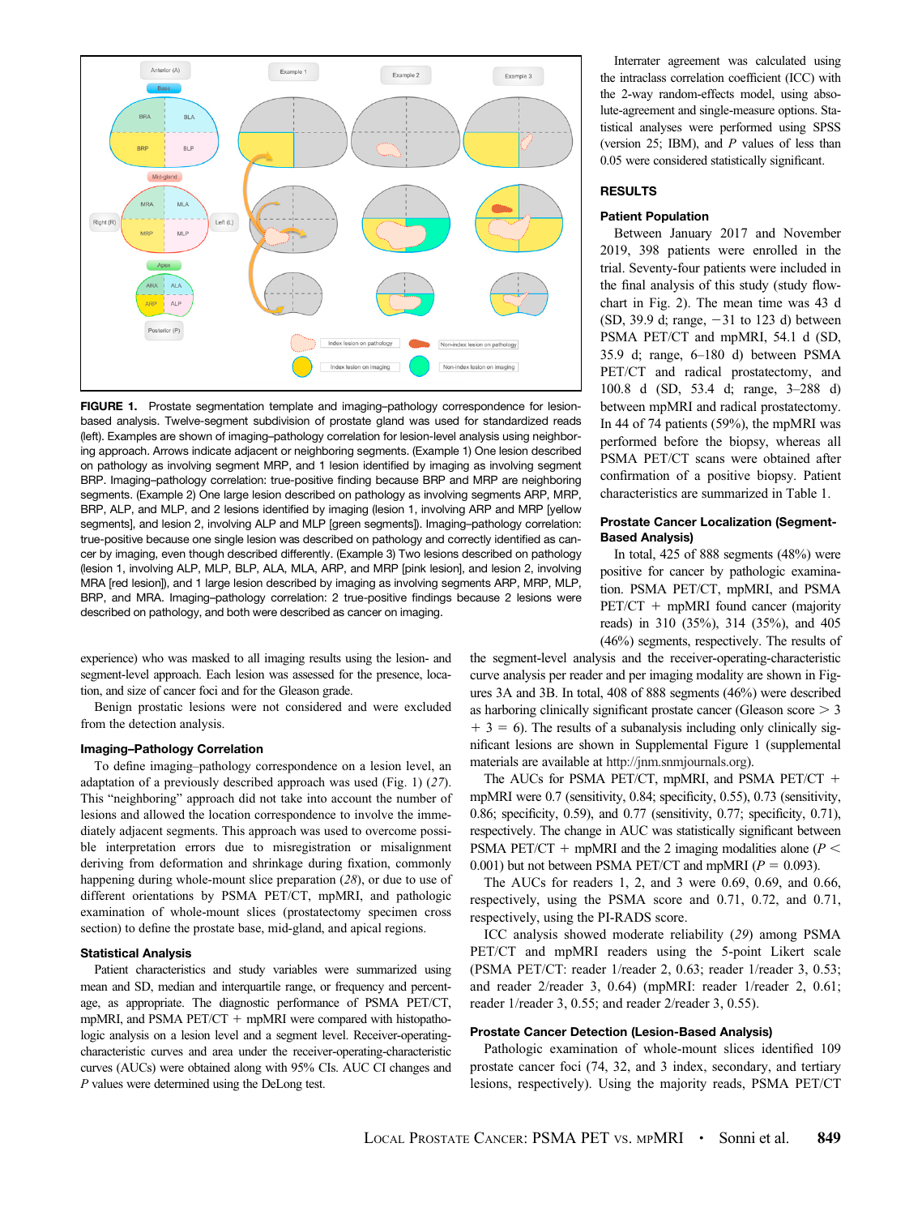**FIGURE 1.** Prostate segmentation template and imaging–pathology correspondence for lesion-based analysis. Twelve-segment subdivision of prostate gland was used for standardized reads (left). Examples are shown of imaging–pathology correlation for lesion-level analysis using neighboring approach. Arrows indicate adjacent or neighboring segments. (Example 1) One lesion described on pathology as involving segment MRP, and 1 lesion identified by imaging as involving segment BRP. Imaging–pathology correlation: true-positive finding because BRP and MRP are neighboring segments. (Example 2) One large lesion described on pathology as involving segments ARP, MRP, BRP, ALP, and MLP, and 2 lesions identified by imaging (lesion 1, involving ARP and MRP [yellow segments], and lesion 2, involving ALP and MLP [green segments]). Imaging–pathology correlation: true-positive because one single lesion was described on pathology and correctly identified as cancer by imaging, even though described differently. (Example 3) Two lesions described on pathology (lesion 1, involving ALP, MLP, BLP, ALA, MLA, ARP, and MRP [pink lesion], and lesion 2, involving MRA [red lesion]), and 1 large lesion described by imaging as involving segments ARP, MRP, MLP, BRP, and MRA. Imaging–pathology correlation: 2 true-positive findings because 2 lesions were described on pathology, and both were described as cancer on imaging.

experience) who was masked to all imaging results using the lesion- and segment-level approach. Each lesion was assessed for the presence, location, and size of cancer foci and for the Gleason grade.

Benign prostatic lesions were not considered and were excluded from the detection analysis.

### Imaging–Pathology Correlation

To define imaging–pathology correspondence on a lesion level, an adaptation of a previously described approach was used (Fig. 1) (*27*). This "neighboring" approach did not take into account the number of lesions and allowed the location correspondence to involve the immediately adjacent segments. This approach was used to overcome possible interpretation errors due to misregistration or misalignment deriving from deformation and shrinkage during fixation, commonly happening during whole-mount slice preparation (*28*), or due to use of different orientations by PSMA PET/CT, mpMRI, and pathologic examination of whole-mount slices (prostatectomy specimen cross section) to define the prostate base, mid-gland, and apical regions.

### Statistical Analysis

Patient characteristics and study variables were summarized using mean and SD, median and interquartile range, or frequency and percentage, as appropriate. The diagnostic performance of PSMA PET/CT, mpMRI, and PSMA PET/CT + mpMRI were compared with histopathologic analysis on a lesion level and a segment level. Receiver-operating-characteristic curves and area under the receiver-operating-characteristic curves (AUCs) were obtained along with 95% CIs. AUC CI changes and *P* values were determined using the DeLong test.

Interrater agreement was calculated using the intraclass correlation coefficient (ICC) with the 2-way random-effects model, using absolute-agreement and single-measure options. Statistical analyses were performed using SPSS (version 25; IBM), and *P* values of less than 0.05 were considered statistically significant.

## RESULTS

### Patient Population

Between January 2017 and November 2019, 398 patients were enrolled in the trial. Seventy-four patients were included in the final analysis of this study (study flowchart in Fig. 2). The mean time was 43 d (SD, 39.9 d; range, −31 to 123 d) between PSMA PET/CT and mpMRI, 54.1 d (SD, 35.9 d; range, 6–180 d) between PSMA PET/CT and radical prostatectomy, and 100.8 d (SD, 53.4 d; range, 3–288 d) between mpMRI and radical prostatectomy. In 44 of 74 patients (59%), the mpMRI was performed before the biopsy, whereas all PSMA PET/CT scans were obtained after confirmation of a positive biopsy. Patient characteristics are summarized in Table 1.

### Prostate Cancer Localization (Segment-Based Analysis)

In total, 425 of 888 segments (48%) were positive for cancer by pathologic examination. PSMA PET/CT, mpMRI, and PSMA PET/CT + mpMRI found cancer (majority reads) in 310 (35%), 314 (35%), and 405 (46%) segments, respectively. The results of the segment-level analysis and the receiver-operating-characteristic curve analysis per reader and per imaging modality are shown in Figures 3A and 3B. In total, 408 of 888 segments (46%) were described as harboring clinically significant prostate cancer (Gleason score > 3 + 3 = 6). The results of a subanalysis including only clinically significant lesions are shown in Supplemental Figure 1 (supplemental materials are available at http://jnm.snmjournals.org).

The AUCs for PSMA PET/CT, mpMRI, and PSMA PET/CT + mpMRI were 0.7 (sensitivity, 0.84; specificity, 0.55), 0.73 (sensitivity, 0.86; specificity, 0.59), and 0.77 (sensitivity, 0.77; specificity, 0.71), respectively. The change in AUC was statistically significant between PSMA PET/CT + mpMRI and the 2 imaging modalities alone ($P < 0.001$) but not between PSMA PET/CT and mpMRI ($P = 0.093$).

The AUCs for readers 1, 2, and 3 were 0.69, 0.69, and 0.66, respectively, using the PSMA score and 0.71, 0.72, and 0.71, respectively, using the PI-RADS score.

ICC analysis showed moderate reliability (*29*) among PSMA PET/CT and mpMRI readers using the 5-point Likert scale (PSMA PET/CT: reader 1/reader 2, 0.63; reader 1/reader 3, 0.53; and reader 2/reader 3, 0.64) (mpMRI: reader 1/reader 2, 0.61; reader 1/reader 3, 0.55; and reader 2/reader 3, 0.55).

### Prostate Cancer Detection (Lesion-Based Analysis)

Pathologic examination of whole-mount slices identified 109 prostate cancer foci (74, 32, and 3 index, secondary, and tertiary lesions, respectively). Using the majority reads, PSMA PET/CT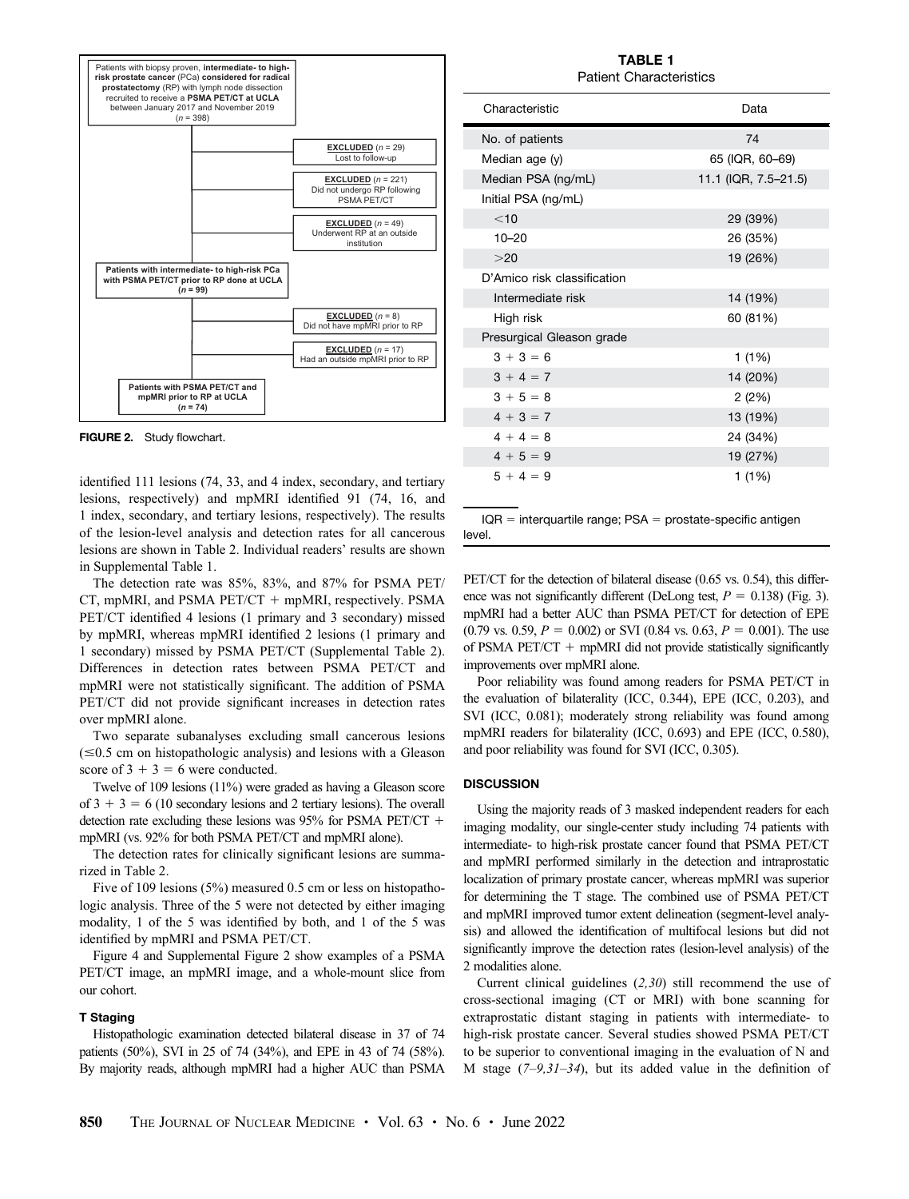Patients with biopsy proven, **intermediate- to high-risk prostate cancer** (PCa) **considered for radical prostatectomy** (RP) with lymph node dissection recruited to receive a **PSMA PET/CT at UCLA** between January 2017 and November 2019 (*n* = 398)

- **EXCLUDED** (*n* = 29) Lost to follow-up
- **EXCLUDED** (*n* = 221) Did not undergo RP following PSMA PET/CT
- **EXCLUDED** (*n* = 49) Underwent RP at an outside institution

**Patients with intermediate- to high-risk PCa with PSMA PET/CT prior to RP done at UCLA (*n* = 99)**

- **EXCLUDED** (*n* = 8) Did not have mpMRI prior to RP
- **EXCLUDED** (*n* = 17) Had an outside mpMRI prior to RP

**Patients with PSMA PET/CT and mpMRI prior to RP at UCLA (*n* = 74)**

**FIGURE 2.** Study flowchart.

**TABLE 1**
Patient Characteristics

| Characteristic | Data |
|---|---|
| No. of patients | 74 |
| Median age (y) | 65 (IQR, 60–69) |
| Median PSA (ng/mL) | 11.1 (IQR, 7.5–21.5) |
| Initial PSA (ng/mL) | |
| <10 | 29 (39%) |
| 10–20 | 26 (35%) |
| >20 | 19 (26%) |
| D'Amico risk classification | |
| Intermediate risk | 14 (19%) |
| High risk | 60 (81%) |
| Presurgical Gleason grade | |
| 3 + 3 = 6 | 1 (1%) |
| 3 + 4 = 7 | 14 (20%) |
| 3 + 5 = 8 | 2 (2%) |
| 4 + 3 = 7 | 13 (19%) |
| 4 + 4 = 8 | 24 (34%) |
| 4 + 5 = 9 | 19 (27%) |
| 5 + 4 = 9 | 1 (1%) |

IQR = interquartile range; PSA = prostate-specific antigen level.

identified 111 lesions (74, 33, and 4 index, secondary, and tertiary lesions, respectively) and mpMRI identified 91 (74, 16, and 1 index, secondary, and tertiary lesions, respectively). The results of the lesion-level analysis and detection rates for all cancerous lesions are shown in Table 2. Individual readers' results are shown in Supplemental Table 1.

The detection rate was 85%, 83%, and 87% for PSMA PET/CT, mpMRI, and PSMA PET/CT + mpMRI, respectively. PSMA PET/CT identified 4 lesions (1 primary and 3 secondary) missed by mpMRI, whereas mpMRI identified 2 lesions (1 primary and 1 secondary) missed by PSMA PET/CT (Supplemental Table 2). Differences in detection rates between PSMA PET/CT and mpMRI were not statistically significant. The addition of PSMA PET/CT did not provide significant increases in detection rates over mpMRI alone.

Two separate subanalyses excluding small cancerous lesions (≤0.5 cm on histopathologic analysis) and lesions with a Gleason score of 3 + 3 = 6 were conducted.

Twelve of 109 lesions (11%) were graded as having a Gleason score of 3 + 3 = 6 (10 secondary lesions and 2 tertiary lesions). The overall detection rate excluding these lesions was 95% for PSMA PET/CT + mpMRI (vs. 92% for both PSMA PET/CT and mpMRI alone).

The detection rates for clinically significant lesions are summarized in Table 2.

Five of 109 lesions (5%) measured 0.5 cm or less on histopathologic analysis. Three of the 5 were not detected by either imaging modality, 1 of the 5 was identified by both, and 1 of the 5 was identified by mpMRI and PSMA PET/CT.

Figure 4 and Supplemental Figure 2 show examples of a PSMA PET/CT image, an mpMRI image, and a whole-mount slice from our cohort.

### T Staging

Histopathologic examination detected bilateral disease in 37 of 74 patients (50%), SVI in 25 of 74 (34%), and EPE in 43 of 74 (58%). By majority reads, although mpMRI had a higher AUC than PSMA PET/CT for the detection of bilateral disease (0.65 vs. 0.54), this difference was not significantly different (DeLong test, $P = 0.138$) (Fig. 3). mpMRI had a better AUC than PSMA PET/CT for detection of EPE (0.79 vs. 0.59, $P = 0.002$) or SVI (0.84 vs. 0.63, $P = 0.001$). The use of PSMA PET/CT + mpMRI did not provide statistically significantly improvements over mpMRI alone.

Poor reliability was found among readers for PSMA PET/CT in the evaluation of bilaterality (ICC, 0.344), EPE (ICC, 0.203), and SVI (ICC, 0.081); moderately strong reliability was found among mpMRI readers for bilaterality (ICC, 0.693) and EPE (ICC, 0.580), and poor reliability was found for SVI (ICC, 0.305).

## DISCUSSION

Using the majority reads of 3 masked independent readers for each imaging modality, our single-center study including 74 patients with intermediate- to high-risk prostate cancer found that PSMA PET/CT and mpMRI performed similarly in the detection and intraprostatic localization of primary prostate cancer, whereas mpMRI was superior for determining the T stage. The combined use of PSMA PET/CT and mpMRI improved tumor extent delineation (segment-level analysis) and allowed the identification of multifocal lesions but did not significantly improve the detection rates (lesion-level analysis) of the 2 modalities alone.

Current clinical guidelines (*2,30*) still recommend the use of cross-sectional imaging (CT or MRI) with bone scanning for extraprostatic distant staging in patients with intermediate- to high-risk prostate cancer. Several studies showed PSMA PET/CT to be superior to conventional imaging in the evaluation of N and M stage (*7–9,31–34*), but its added value in the definition of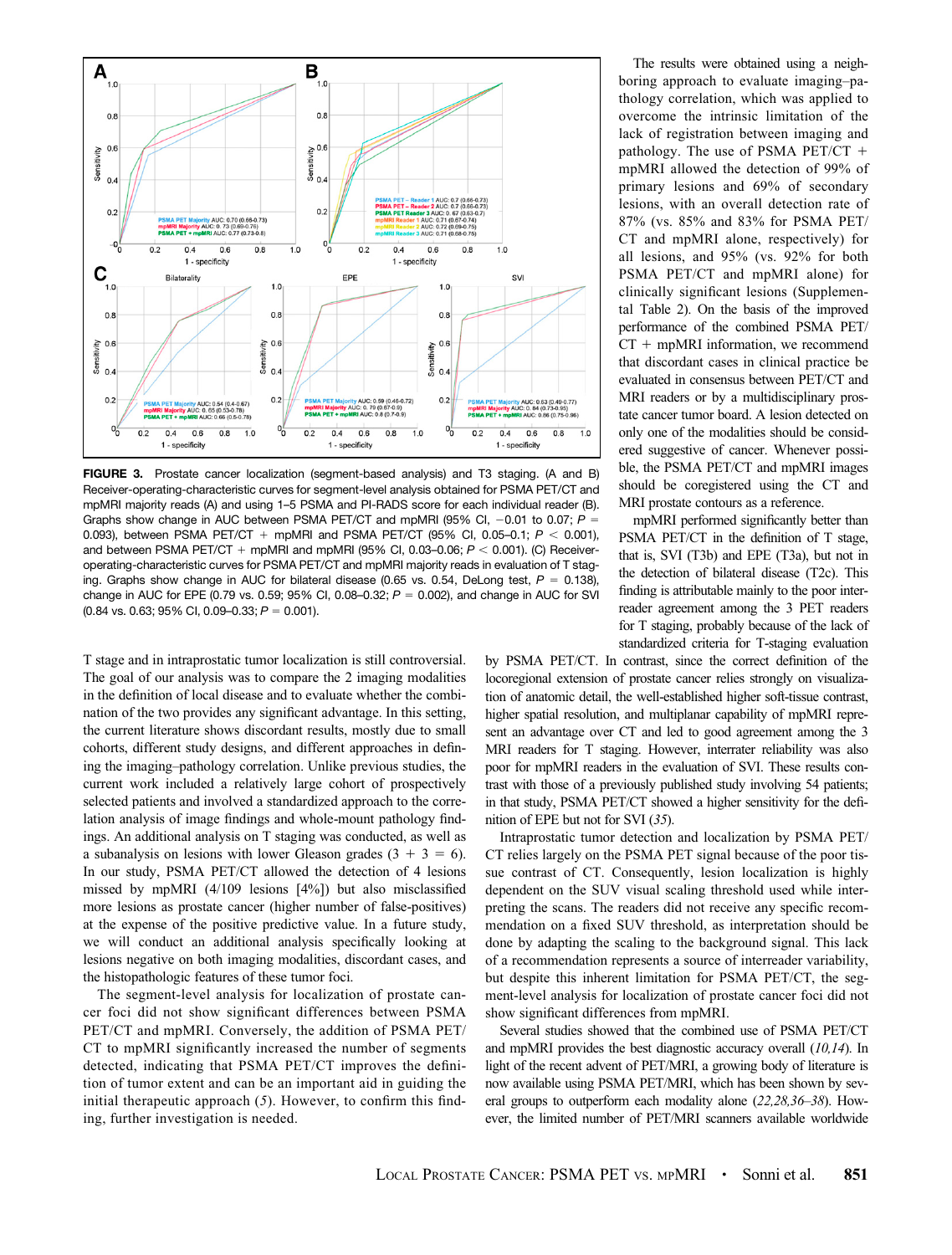**FIGURE 3.** Prostate cancer localization (segment-based analysis) and T3 staging. (A and B) Receiver-operating-characteristic curves for segment-level analysis obtained for PSMA PET/CT and mpMRI majority reads (A) and using 1–5 PSMA and PI-RADS score for each individual reader (B). Graphs show change in AUC between PSMA PET/CT and mpMRI (95% CI, −0.01 to 0.07; $P$ = 0.093), between PSMA PET/CT + mpMRI and PSMA PET/CT (95% CI, 0.05–0.1; $P$ < 0.001), and between PSMA PET/CT + mpMRI and mpMRI (95% CI, 0.03–0.06; $P$ < 0.001). (C) Receiver-operating-characteristic curves for PSMA PET/CT and mpMRI majority reads in evaluation of T staging. Graphs show change in AUC for bilateral disease (0.65 vs. 0.54, DeLong test, $P$ = 0.138), change in AUC for EPE (0.79 vs. 0.59; 95% CI, 0.08–0.32; $P$ = 0.002), and change in AUC for SVI (0.84 vs. 0.63; 95% CI, 0.09–0.33; $P$ = 0.001).

T stage and in intraprostatic tumor localization is still controversial. The goal of our analysis was to compare the 2 imaging modalities in the definition of local disease and to evaluate whether the combination of the two provides any significant advantage. In this setting, the current literature shows discordant results, mostly due to small cohorts, different study designs, and different approaches in defining the imaging–pathology correlation. Unlike previous studies, the current work included a relatively large cohort of prospectively selected patients and involved a standardized approach to the correlation analysis of image findings and whole-mount pathology findings. An additional analysis on T staging was conducted, as well as a subanalysis on lesions with lower Gleason grades (3 + 3 = 6). In our study, PSMA PET/CT allowed the detection of 4 lesions missed by mpMRI (4/109 lesions [4%]) but also misclassified more lesions as prostate cancer (higher number of false-positives) at the expense of the positive predictive value. In a future study, we will conduct an additional analysis specifically looking at lesions negative on both imaging modalities, discordant cases, and the histopathologic features of these tumor foci.

The segment-level analysis for localization of prostate cancer foci did not show significant differences between PSMA PET/CT and mpMRI. Conversely, the addition of PSMA PET/CT to mpMRI significantly increased the number of segments detected, indicating that PSMA PET/CT improves the definition of tumor extent and can be an important aid in guiding the initial therapeutic approach (*5*). However, to confirm this finding, further investigation is needed.

The results were obtained using a neighboring approach to evaluate imaging–pathology correlation, which was applied to overcome the intrinsic limitation of the lack of registration between imaging and pathology. The use of PSMA PET/CT + mpMRI allowed the detection of 99% of primary lesions and 69% of secondary lesions, with an overall detection rate of 87% (vs. 85% and 83% for PSMA PET/CT and mpMRI alone, respectively) for all lesions, and 95% (vs. 92% for both PSMA PET/CT and mpMRI alone) for clinically significant lesions (Supplemental Table 2). On the basis of the improved performance of the combined PSMA PET/CT + mpMRI information, we recommend that discordant cases in clinical practice be evaluated in consensus between PET/CT and MRI readers or by a multidisciplinary prostate cancer tumor board. A lesion detected on only one of the modalities should be considered suggestive of cancer. Whenever possible, the PSMA PET/CT and mpMRI images should be coregistered using the CT and MRI prostate contours as a reference.

mpMRI performed significantly better than PSMA PET/CT in the definition of T stage, that is, SVI (T3b) and EPE (T3a), but not in the detection of bilateral disease (T2c). This finding is attributable mainly to the poor interreader agreement among the 3 PET readers for T staging, probably because of the lack of standardized criteria for T-staging evaluation by PSMA PET/CT. In contrast, since the correct definition of the locoregional extension of prostate cancer relies strongly on visualization of anatomic detail, the well-established higher soft-tissue contrast, higher spatial resolution, and multiplanar capability of mpMRI represent an advantage over CT and led to good agreement among the 3 MRI readers for T staging. However, interrater reliability was also poor for mpMRI readers in the evaluation of SVI. These results contrast with those of a previously published study involving 54 patients; in that study, PSMA PET/CT showed a higher sensitivity for the definition of EPE but not for SVI (*35*).

Intraprostatic tumor detection and localization by PSMA PET/CT relies largely on the PSMA PET signal because of the poor tissue contrast of CT. Consequently, lesion localization is highly dependent on the SUV visual scaling threshold used while interpreting the scans. The readers did not receive any specific recommendation on a fixed SUV threshold, as interpretation should be done by adapting the scaling to the background signal. This lack of a recommendation represents a source of interreader variability, but despite this inherent limitation for PSMA PET/CT, the segment-level analysis for localization of prostate cancer foci did not show significant differences from mpMRI.

Several studies showed that the combined use of PSMA PET/CT and mpMRI provides the best diagnostic accuracy overall (*10,14*). In light of the recent advent of PET/MRI, a growing body of literature is now available using PSMA PET/MRI, which has been shown by several groups to outperform each modality alone (*22,28,36–38*). However, the limited number of PET/MRI scanners available worldwide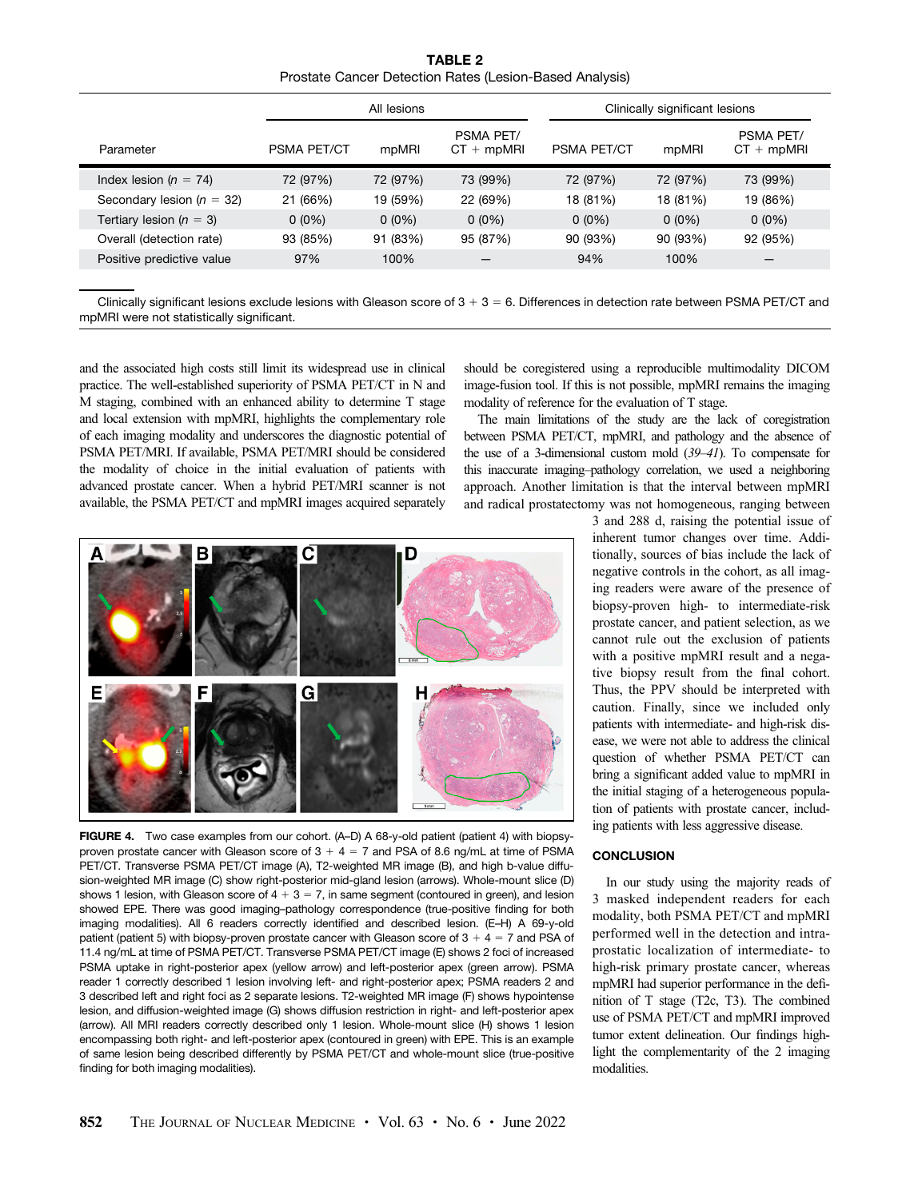**TABLE 2**
Prostate Cancer Detection Rates (Lesion-Based Analysis)

| Parameter | All lesions | | | Clinically significant lesions | | |
|---|---|---|---|---|---|---|
| | PSMA PET/CT | mpMRI | PSMA PET/ CT + mpMRI | PSMA PET/CT | mpMRI | PSMA PET/ CT + mpMRI |
| Index lesion ($n$ = 74) | 72 (97%) | 72 (97%) | 73 (99%) | 72 (97%) | 72 (97%) | 73 (99%) |
| Secondary lesion ($n$ = 32) | 21 (66%) | 19 (59%) | 22 (69%) | 18 (81%) | 18 (81%) | 19 (86%) |
| Tertiary lesion ($n$ = 3) | 0 (0%) | 0 (0%) | 0 (0%) | 0 (0%) | 0 (0%) | 0 (0%) |
| Overall (detection rate) | 93 (85%) | 91 (83%) | 95 (87%) | 90 (93%) | 90 (93%) | 92 (95%) |
| Positive predictive value | 97% | 100% | — | 94% | 100% | — |

Clinically significant lesions exclude lesions with Gleason score of 3 + 3 = 6. Differences in detection rate between PSMA PET/CT and mpMRI were not statistically significant.

and the associated high costs still limit its widespread use in clinical practice. The well-established superiority of PSMA PET/CT in N and M staging, combined with an enhanced ability to determine T stage and local extension with mpMRI, highlights the complementary role of each imaging modality and underscores the diagnostic potential of PSMA PET/MRI. If available, PSMA PET/MRI should be considered the modality of choice in the initial evaluation of patients with advanced prostate cancer. When a hybrid PET/MRI scanner is not available, the PSMA PET/CT and mpMRI images acquired separately should be coregistered using a reproducible multimodality DICOM image-fusion tool. If this is not possible, mpMRI remains the imaging modality of reference for the evaluation of T stage.

The main limitations of the study are the lack of coregistration between PSMA PET/CT, mpMRI, and pathology and the absence of the use of a 3-dimensional custom mold (*39–41*). To compensate for this inaccurate imaging–pathology correlation, we used a neighboring approach. Another limitation is that the interval between mpMRI and radical prostatectomy was not homogeneous, ranging between 3 and 288 d, raising the potential issue of inherent tumor changes over time. Additionally, sources of bias include the lack of negative controls in the cohort, as all imaging readers were aware of the presence of biopsy-proven high- to intermediate-risk prostate cancer, and patient selection, as we cannot rule out the exclusion of patients with a positive mpMRI result and a negative biopsy result from the final cohort. Thus, the PPV should be interpreted with caution. Finally, since we included only patients with intermediate- and high-risk disease, we were not able to address the clinical question of whether PSMA PET/CT can bring a significant added value to mpMRI in the initial staging of a heterogeneous population of patients with prostate cancer, including patients with less aggressive disease.

**FIGURE 4.** Two case examples from our cohort. (A–D) A 68-y-old patient (patient 4) with biopsy-proven prostate cancer with Gleason score of 3 + 4 = 7 and PSA of 8.6 ng/mL at time of PSMA PET/CT. Transverse PSMA PET/CT image (A), T2-weighted MR image (B), and high b-value diffusion-weighted MR image (C) show right-posterior mid-gland lesion (arrows). Whole-mount slice (D) shows 1 lesion, with Gleason score of 4 + 3 = 7, in same segment (contoured in green), and lesion showed EPE. There was good imaging–pathology correspondence (true-positive finding for both imaging modalities). All 6 readers correctly identified and described lesion. (E–H) A 69-y-old patient (patient 5) with biopsy-proven prostate cancer with Gleason score of 3 + 4 = 7 and PSA of 11.4 ng/mL at time of PSMA PET/CT. Transverse PSMA PET/CT image (E) shows 2 foci of increased PSMA uptake in right-posterior apex (yellow arrow) and left-posterior apex (green arrow). PSMA reader 1 correctly described 1 lesion involving left- and right-posterior apex; PSMA readers 2 and 3 described left and right foci as 2 separate lesions. T2-weighted MR image (F) shows hypointense lesion, and diffusion-weighted image (G) shows diffusion restriction in right- and left-posterior apex (arrow). All MRI readers correctly described only 1 lesion. Whole-mount slice (H) shows 1 lesion encompassing both right- and left-posterior apex (contoured in green) with EPE. This is an example of same lesion being described differently by PSMA PET/CT and whole-mount slice (true-positive finding for both imaging modalities).

## CONCLUSION

In our study using the majority reads of 3 masked independent readers for each modality, both PSMA PET/CT and mpMRI performed well in the detection and intraprostatic localization of intermediate- to high-risk primary prostate cancer, whereas mpMRI had superior performance in the definition of T stage (T2c, T3). The combined use of PSMA PET/CT and mpMRI improved tumor extent delineation. Our findings highlight the complementarity of the 2 imaging modalities.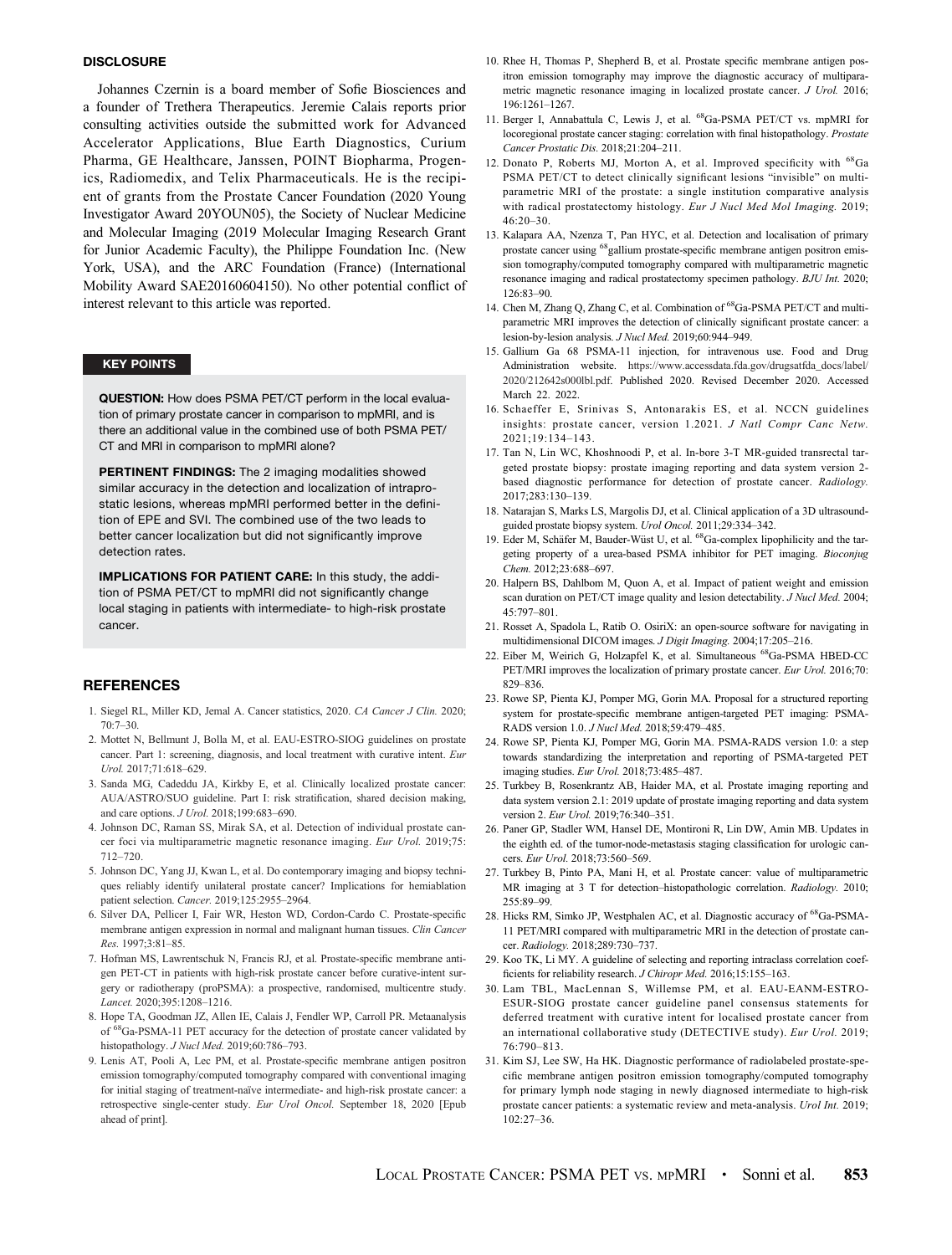## DISCLOSURE

Johannes Czernin is a board member of Sofie Biosciences and a founder of Trethera Therapeutics. Jeremie Calais reports prior consulting activities outside the submitted work for Advanced Accelerator Applications, Blue Earth Diagnostics, Curium Pharma, GE Healthcare, Janssen, POINT Biopharma, Progenics, Radiomedix, and Telix Pharmaceuticals. He is the recipient of grants from the Prostate Cancer Foundation (2020 Young Investigator Award 20YOUN05), the Society of Nuclear Medicine and Molecular Imaging (2019 Molecular Imaging Research Grant for Junior Academic Faculty), the Philippe Foundation Inc. (New York, USA), and the ARC Foundation (France) (International Mobility Award SAE20160604150). No other potential conflict of interest relevant to this article was reported.

## KEY POINTS

**QUESTION:** How does PSMA PET/CT perform in the local evaluation of primary prostate cancer in comparison to mpMRI, and is there an additional value in the combined use of both PSMA PET/CT and MRI in comparison to mpMRI alone?

**PERTINENT FINDINGS:** The 2 imaging modalities showed similar accuracy in the detection and localization of intraprostatic lesions, whereas mpMRI performed better in the definition of EPE and SVI. The combined use of the two leads to better cancer localization but did not significantly improve detection rates.

**IMPLICATIONS FOR PATIENT CARE:** In this study, the addition of PSMA PET/CT to mpMRI did not significantly change local staging in patients with intermediate- to high-risk prostate cancer.

## REFERENCES

1. Siegel RL, Miller KD, Jemal A. Cancer statistics, 2020. *CA Cancer J Clin.* 2020;70:7–30.
2. Mottet N, Bellmunt J, Bolla M, et al. EAU-ESTRO-SIOG guidelines on prostate cancer. Part 1: screening, diagnosis, and local treatment with curative intent. *Eur Urol.* 2017;71:618–629.
3. Sanda MG, Cadeddu JA, Kirkby E, et al. Clinically localized prostate cancer: AUA/ASTRO/SUO guideline. Part I: risk stratification, shared decision making, and care options. *J Urol.* 2018;199:683–690.
4. Johnson DC, Raman SS, Mirak SA, et al. Detection of individual prostate cancer foci via multiparametric magnetic resonance imaging. *Eur Urol.* 2019;75:712–720.
5. Johnson DC, Yang JJ, Kwan L, et al. Do contemporary imaging and biopsy techniques reliably identify unilateral prostate cancer? Implications for hemiablation patient selection. *Cancer.* 2019;125:2955–2964.
6. Silver DA, Pellicer I, Fair WR, Heston WD, Cordon-Cardo C. Prostate-specific membrane antigen expression in normal and malignant human tissues. *Clin Cancer Res.* 1997;3:81–85.
7. Hofman MS, Lawrentschuk N, Francis RJ, et al. Prostate-specific membrane antigen PET-CT in patients with high-risk prostate cancer before curative-intent surgery or radiotherapy (proPSMA): a prospective, randomised, multicentre study. *Lancet.* 2020;395:1208–1216.
8. Hope TA, Goodman JZ, Allen IE, Calais J, Fendler WP, Carroll PR. Metaanalysis of $^{68}$Ga-PSMA-11 PET accuracy for the detection of prostate cancer validated by histopathology. *J Nucl Med.* 2019;60:786–793.
9. Lenis AT, Pooli A, Lec PM, et al. Prostate-specific membrane antigen positron emission tomography/computed tomography compared with conventional imaging for initial staging of treatment-naïve intermediate- and high-risk prostate cancer: a retrospective single-center study. *Eur Urol Oncol.* September 18, 2020 [Epub ahead of print].
10. Rhee H, Thomas P, Shepherd B, et al. Prostate specific membrane antigen positron emission tomography may improve the diagnostic accuracy of multiparametric magnetic resonance imaging in localized prostate cancer. *J Urol.* 2016;196:1261–1267.
11. Berger I, Annabattula C, Lewis J, et al. $^{68}$Ga-PSMA PET/CT vs. mpMRI for locoregional prostate cancer staging: correlation with final histopathology. *Prostate Cancer Prostatic Dis.* 2018;21:204–211.
12. Donato P, Roberts MJ, Morton A, et al. Improved specificity with $^{68}$Ga PSMA PET/CT to detect clinically significant lesions "invisible" on multiparametric MRI of the prostate: a single institution comparative analysis with radical prostatectomy histology. *Eur J Nucl Med Mol Imaging.* 2019;46:20–30.
13. Kalapara AA, Nzenza T, Pan HYC, et al. Detection and localisation of primary prostate cancer using $^{68}$gallium prostate-specific membrane antigen positron emission tomography/computed tomography compared with multiparametric magnetic resonance imaging and radical prostatectomy specimen pathology. *BJU Int.* 2020;126:83–90.
14. Chen M, Zhang Q, Zhang C, et al. Combination of $^{68}$Ga-PSMA PET/CT and multiparametric MRI improves the detection of clinically significant prostate cancer: a lesion-by-lesion analysis. *J Nucl Med.* 2019;60:944–949.
15. Gallium Ga 68 PSMA-11 injection, for intravenous use. Food and Drug Administration website. https://www.accessdata.fda.gov/drugsatfda_docs/label/2020/212642s000lbl.pdf. Published 2020. Revised December 2020. Accessed March 22. 2022.
16. Schaeffer E, Srinivas S, Antonarakis ES, et al. NCCN guidelines insights: prostate cancer, version 1.2021. *J Natl Compr Canc Netw.* 2021;19:134–143.
17. Tan N, Lin WC, Khoshnoodi P, et al. In-bore 3-T MR-guided transrectal targeted prostate biopsy: prostate imaging reporting and data system version 2-based diagnostic performance for detection of prostate cancer. *Radiology.* 2017;283:130–139.
18. Natarajan S, Marks LS, Margolis DJ, et al. Clinical application of a 3D ultrasound-guided prostate biopsy system. *Urol Oncol.* 2011;29:334–342.
19. Eder M, Schäfer M, Bauder-Wüst U, et al. $^{68}$Ga-complex lipophilicity and the targeting property of a urea-based PSMA inhibitor for PET imaging. *Bioconjug Chem.* 2012;23:688–697.
20. Halpern BS, Dahlbom M, Quon A, et al. Impact of patient weight and emission scan duration on PET/CT image quality and lesion detectability. *J Nucl Med.* 2004;45:797–801.
21. Rosset A, Spadola L, Ratib O. OsiriX: an open-source software for navigating in multidimensional DICOM images. *J Digit Imaging.* 2004;17:205–216.
22. Eiber M, Weirich G, Holzapfel K, et al. Simultaneous $^{68}$Ga-PSMA HBED-CC PET/MRI improves the localization of primary prostate cancer. *Eur Urol.* 2016;70:829–836.
23. Rowe SP, Pienta KJ, Pomper MG, Gorin MA. Proposal for a structured reporting system for prostate-specific membrane antigen-targeted PET imaging: PSMA-RADS version 1.0. *J Nucl Med.* 2018;59:479–485.
24. Rowe SP, Pienta KJ, Pomper MG, Gorin MA. PSMA-RADS version 1.0: a step towards standardizing the interpretation and reporting of PSMA-targeted PET imaging studies. *Eur Urol.* 2018;73:485–487.
25. Turkbey B, Rosenkrantz AB, Haider MA, et al. Prostate imaging reporting and data system version 2.1: 2019 update of prostate imaging reporting and data system version 2. *Eur Urol.* 2019;76:340–351.
26. Paner GP, Stadler WM, Hansel DE, Montironi R, Lin DW, Amin MB. Updates in the eighth ed. of the tumor-node-metastasis staging classification for urologic cancers. *Eur Urol.* 2018;73:560–569.
27. Turkbey B, Pinto PA, Mani H, et al. Prostate cancer: value of multiparametric MR imaging at 3 T for detection–histopathologic correlation. *Radiology.* 2010;255:89–99.
28. Hicks RM, Simko JP, Westphalen AC, et al. Diagnostic accuracy of $^{68}$Ga-PSMA-11 PET/MRI compared with multiparametric MRI in the detection of prostate cancer. *Radiology.* 2018;289:730–737.
29. Koo TK, Li MY. A guideline of selecting and reporting intraclass correlation coefficients for reliability research. *J Chiropr Med.* 2016;15:155–163.
30. Lam TBL, MacLennan S, Willemse PM, et al. EAU-EANM-ESTRO-ESUR-SIOG prostate cancer guideline panel consensus statements for deferred treatment with curative intent for localised prostate cancer from an international collaborative study (DETECTIVE study). *Eur Urol.* 2019;76:790–813.
31. Kim SJ, Lee SW, Ha HK. Diagnostic performance of radiolabeled prostate-specific membrane antigen positron emission tomography/computed tomography for primary lymph node staging in newly diagnosed intermediate to high-risk prostate cancer patients: a systematic review and meta-analysis. *Urol Int.* 2019;102:27–36.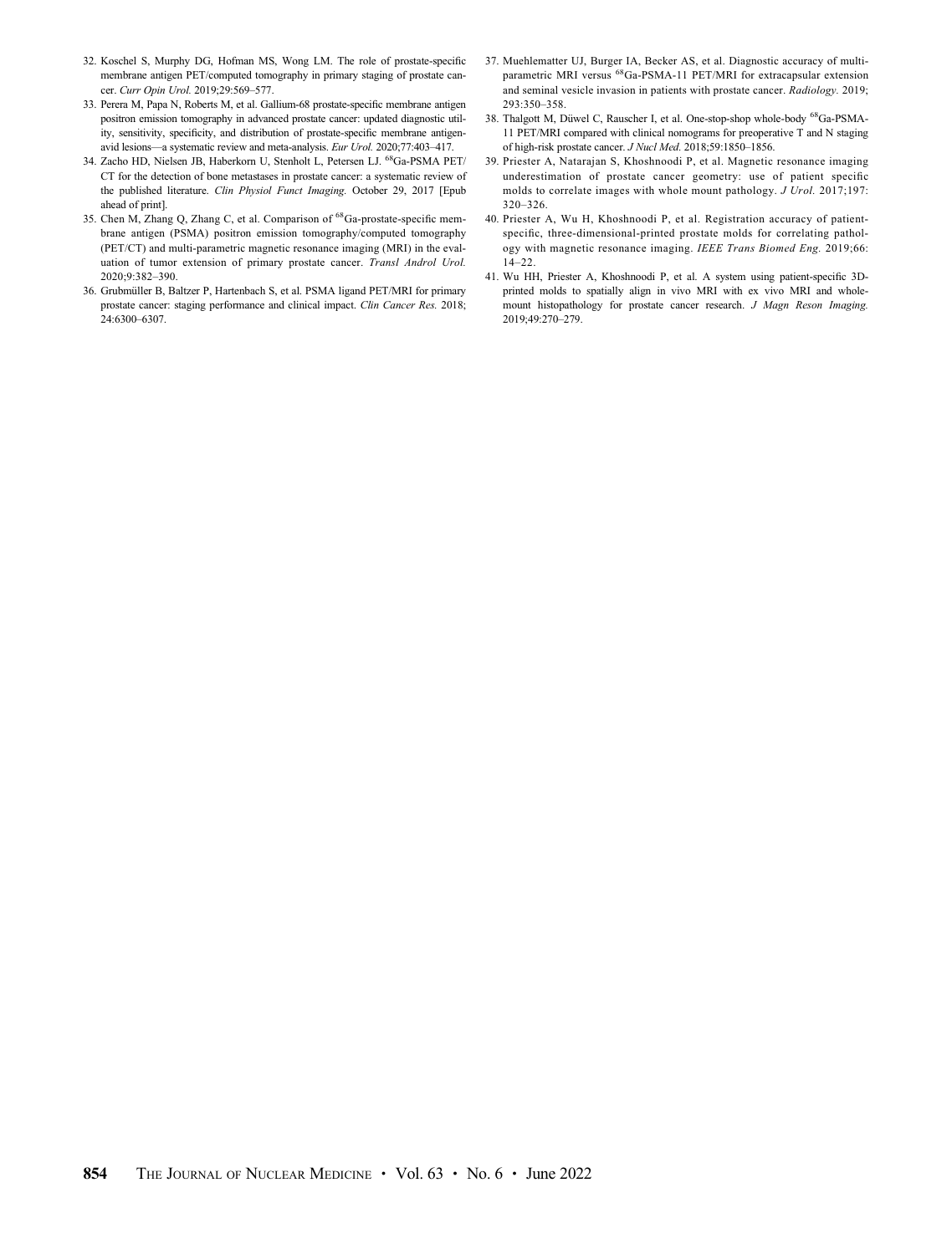32. Koschel S, Murphy DG, Hofman MS, Wong LM. The role of prostate-specific membrane antigen PET/computed tomography in primary staging of prostate cancer. *Curr Opin Urol.* 2019;29:569–577.
33. Perera M, Papa N, Roberts M, et al. Gallium-68 prostate-specific membrane antigen positron emission tomography in advanced prostate cancer: updated diagnostic utility, sensitivity, specificity, and distribution of prostate-specific membrane antigen-avid lesions—a systematic review and meta-analysis. *Eur Urol.* 2020;77:403–417.
34. Zacho HD, Nielsen JB, Haberkorn U, Stenholt L, Petersen LJ. $^{68}$Ga-PSMA PET/CT for the detection of bone metastases in prostate cancer: a systematic review of the published literature. *Clin Physiol Funct Imaging.* October 29, 2017 [Epub ahead of print].
35. Chen M, Zhang Q, Zhang C, et al. Comparison of $^{68}$Ga-prostate-specific membrane antigen (PSMA) positron emission tomography/computed tomography (PET/CT) and multi-parametric magnetic resonance imaging (MRI) in the evaluation of tumor extension of primary prostate cancer. *Transl Androl Urol.* 2020;9:382–390.
36. Grubmüller B, Baltzer P, Hartenbach S, et al. PSMA ligand PET/MRI for primary prostate cancer: staging performance and clinical impact. *Clin Cancer Res.* 2018; 24:6300–6307.
37. Muehlematter UJ, Burger IA, Becker AS, et al. Diagnostic accuracy of multiparametric MRI versus $^{68}$Ga-PSMA-11 PET/MRI for extracapsular extension and seminal vesicle invasion in patients with prostate cancer. *Radiology.* 2019; 293:350–358.
38. Thalgott M, Düwel C, Rauscher I, et al. One-stop-shop whole-body $^{68}$Ga-PSMA-11 PET/MRI compared with clinical nomograms for preoperative T and N staging of high-risk prostate cancer. *J Nucl Med.* 2018;59:1850–1856.
39. Priester A, Natarajan S, Khoshnoodi P, et al. Magnetic resonance imaging underestimation of prostate cancer geometry: use of patient specific molds to correlate images with whole mount pathology. *J Urol.* 2017;197: 320–326.
40. Priester A, Wu H, Khoshnoodi P, et al. Registration accuracy of patient-specific, three-dimensional-printed prostate molds for correlating pathology with magnetic resonance imaging. *IEEE Trans Biomed Eng.* 2019;66: 14–22.
41. Wu HH, Priester A, Khoshnoodi P, et al. A system using patient-specific 3D-printed molds to spatially align in vivo MRI with ex vivo MRI and whole-mount histopathology for prostate cancer research. *J Magn Reson Imaging.* 2019;49:270–279.